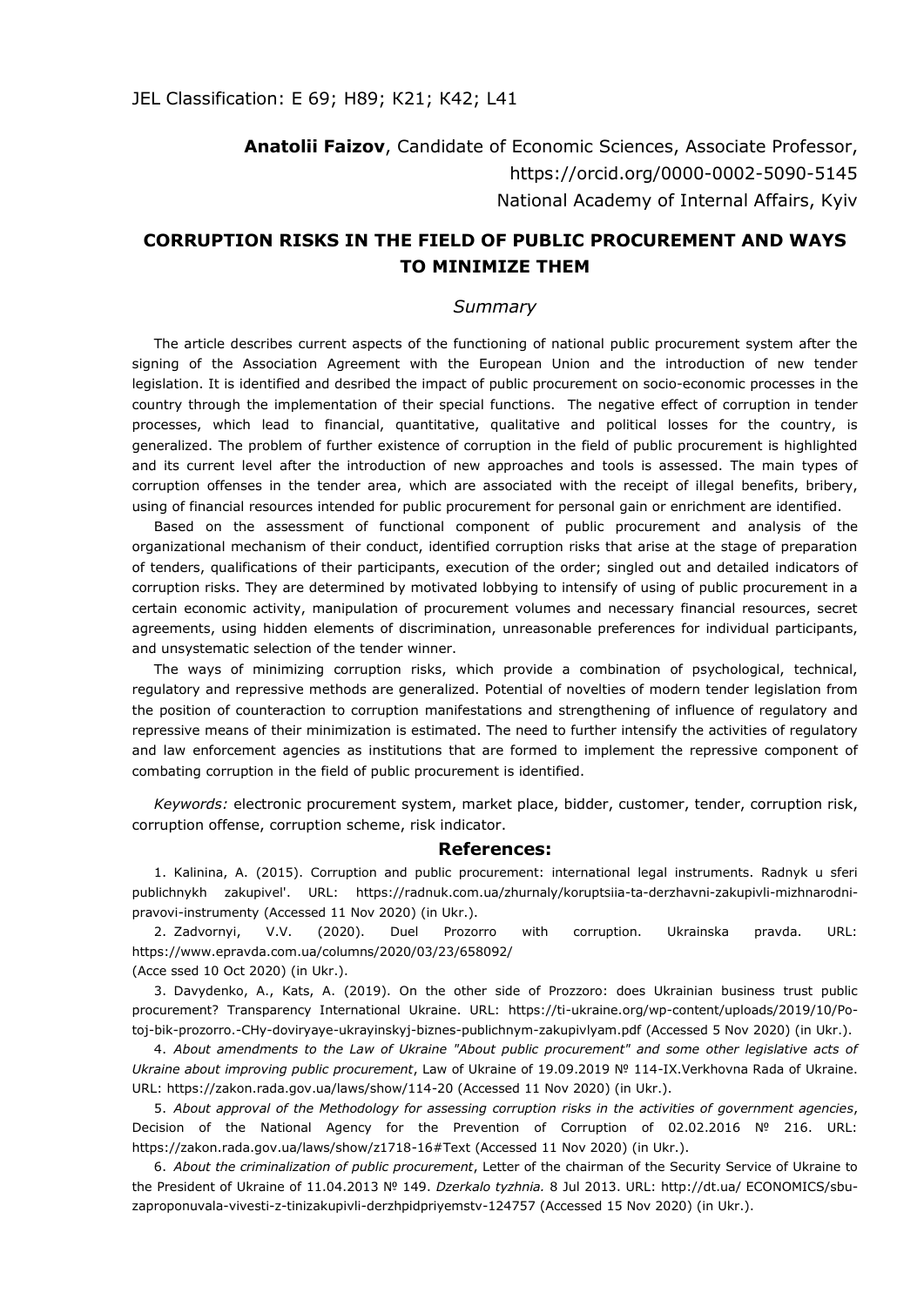JEL Classification: E 69; H89; K21; K42; L41

**Anatolii Faizov**, Candidate of Economic Sciences, Associate Professor, https://orcid.org/0000-0002-5090-5145
National Academy of Internal Affairs, Kyiv

# CORRUPTION RISKS IN THE FIELD OF PUBLIC PROCUREMENT AND WAYS TO MINIMIZE THEM

## *Summary*

The article describes current aspects of the functioning of national public procurement system after the signing of the Association Agreement with the European Union and the introduction of new tender legislation. It is identified and desribed the impact of public procurement on socio-economic processes in the country through the implementation of their special functions. The negative effect of corruption in tender processes, which lead to financial, quantitative, qualitative and political losses for the country, is generalized. The problem of further existence of corruption in the field of public procurement is highlighted and its current level after the introduction of new approaches and tools is assessed. The main types of corruption offenses in the tender area, which are associated with the receipt of illegal benefits, bribery, using of financial resources intended for public procurement for personal gain or enrichment are identified.

Based on the assessment of functional component of public procurement and analysis of the organizational mechanism of their conduct, identified corruption risks that arise at the stage of preparation of tenders, qualifications of their participants, execution of the order; singled out and detailed indicators of corruption risks. They are determined by motivated lobbying to intensify of using of public procurement in a certain economic activity, manipulation of procurement volumes and necessary financial resources, secret agreements, using hidden elements of discrimination, unreasonable preferences for individual participants, and unsystematic selection of the tender winner.

The ways of minimizing corruption risks, which provide a combination of psychological, technical, regulatory and repressive methods are generalized. Potential of novelties of modern tender legislation from the position of counteraction to corruption manifestations and strengthening of influence of regulatory and repressive means of their minimization is estimated. The need to further intensify the activities of regulatory and law enforcement agencies as institutions that are formed to implement the repressive component of combating corruption in the field of public procurement is identified.

*Keywords:* electronic procurement system, market place, bidder, customer, tender, corruption risk, corruption offense, corruption scheme, risk indicator.

## References:

1. Kalinina, A. (2015). Corruption and public procurement: international legal instruments. Radnyk u sferi publichnykh zakupivel'. URL: https://radnuk.com.ua/zhurnaly/koruptsiia-ta-derzhavni-zakupivli-mizhnarodni-pravovi-instrumenty (Accessed 11 Nov 2020) (in Ukr.).

2. Zadvornyi, V.V. (2020). Duel Prozorro with corruption. Ukrainska pravda. URL: https://www.epravda.com.ua/columns/2020/03/23/658092/ (Acce ssed 10 Oct 2020) (in Ukr.).

3. Davydenko, A., Kats, A. (2019). On the other side of Prozzoro: does Ukrainian business trust public procurement? Transparency International Ukraine. URL: https://ti-ukraine.org/wp-content/uploads/2019/10/Po-toj-bik-prozorro.-CHy-doviryaye-ukrayinskyj-biznes-publichnym-zakupivlyam.pdf (Accessed 5 Nov 2020) (in Ukr.).

4. *About amendments to the Law of Ukraine "About public procurement" and some other legislative acts of Ukraine about improving public procurement*, Law of Ukraine of 19.09.2019 № 114-IX.Verkhovna Rada of Ukraine. URL: https://zakon.rada.gov.ua/laws/show/114-20 (Accessed 11 Nov 2020) (in Ukr.).

5. *About approval of the Methodology for assessing corruption risks in the activities of government agencies*, Decision of the National Agency for the Prevention of Corruption of 02.02.2016 № 216. URL: https://zakon.rada.gov.ua/laws/show/z1718-16#Text (Accessed 11 Nov 2020) (in Ukr.).

6. *About the criminalization of public procurement*, Letter of the chairman of the Security Service of Ukraine to the President of Ukraine of 11.04.2013 № 149. *Dzerkalo tyzhnia.* 8 Jul 2013. URL: http://dt.ua/ ECONOMICS/sbu-zaproponuvala-vivesti-z-tinizakupivli-derzhpidpriyemstv-124757 (Accessed 15 Nov 2020) (in Ukr.).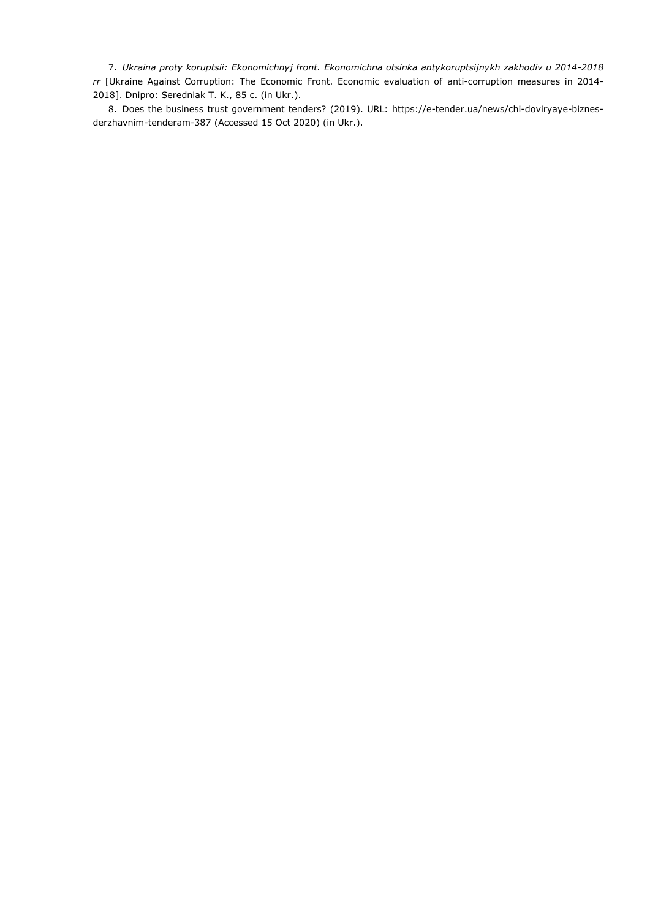7. *Ukraina proty koruptsii: Ekonomichnyj front. Ekonomichna otsinka antykoruptsijnykh zakhodiv u 2014-2018 rr* [Ukraine Against Corruption: The Economic Front. Economic evaluation of anti-corruption measures in 2014-2018]. Dnipro: Seredniak T. K., 85 c. (in Ukr.).

8. Does the business trust government tenders? (2019). URL: https://e-tender.ua/news/chi-doviryaye-biznes-derzhavnim-tenderam-387 (Accessed 15 Oct 2020) (in Ukr.).